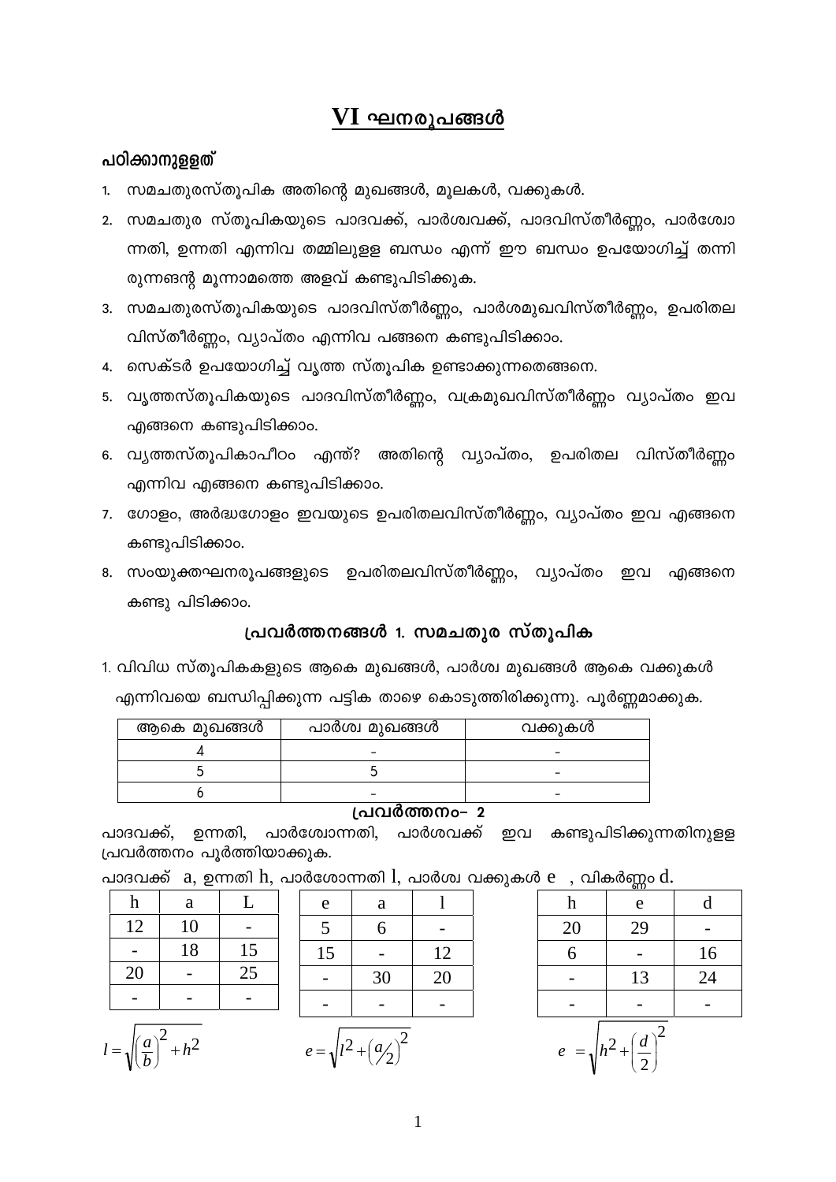# VI ഘനരൂപങ്ങൾ

## പഠിക്കാനുള്ളത്

1. സമചതുരസ്തൂപിക അതിന്റെ മുഖങ്ങൾ, മൂലകൾ, വക്കുകൾ.
2. സമചതുര സ്തൂപികയുടെ പാദവക്ക്, പാർശ്വവക്ക്, പാദവിസ്തീർണ്ണം, പാർശ്വോന്നതി, ഉന്നതി എന്നിവ തമ്മിലുള്ള ബന്ധം എന്ന് ഈ ബന്ധം ഉപയോഗിച്ച് തന്നിരുന്നങ്ങന്റ മൂന്നാമത്തെ അളവ് കണ്ടുപിടിക്കുക.
3. സമചതുരസ്തൂപികയുടെ പാദവിസ്തീർണ്ണം, പാർശമുഖവിസ്തീർണ്ണം, ഉപരിതല വിസ്തീർണ്ണം, വ്യാപ്തം എന്നിവ പങ്ങനെ കണ്ടുപിടിക്കാം.
4. സെക്ടർ ഉപയോഗിച്ച് വൃത്ത സ്തൂപിക ഉണ്ടാക്കുന്നതെങ്ങനെ.
5. വൃത്തസ്തൂപികയുടെ പാദവിസ്തീർണ്ണം, വക്രമുഖവിസ്തീർണ്ണം വ്യാപ്തം ഇവ എങ്ങനെ കണ്ടുപിടിക്കാം.
6. വൃത്തസ്തൂപികാപീഠം എന്ത്? അതിന്റെ വ്യാപ്തം, ഉപരിതല വിസ്തീർണ്ണം എന്നിവ എങ്ങനെ കണ്ടുപിടിക്കാം.
7. ഗോളം, അർദ്ധഗോളം ഇവയുടെ ഉപരിതലവിസ്തീർണ്ണം, വ്യാപ്തം ഇവ എങ്ങനെ കണ്ടുപിടിക്കാം.
8. സംയുക്തഘനരൂപങ്ങളുടെ ഉപരിതലവിസ്തീർണ്ണം, വ്യാപ്തം ഇവ എങ്ങനെ കണ്ടു പിടിക്കാം.

### പ്രവർത്തനങ്ങൾ 1. സമചതുര സ്തൂപിക

1. വിവിധ സ്തൂപികകളുടെ ആകെ മുഖങ്ങൾ, പാർശ്വ മുഖങ്ങൾ ആകെ വക്കുകൾ എന്നിവയെ ബന്ധിപ്പിക്കുന്ന പട്ടിക താഴെ കൊടുത്തിരിക്കുന്നു. പൂർണ്ണമാക്കുക.

| ആകെ മുഖങ്ങൾ | പാർശ്വ മുഖങ്ങൾ | വക്കുകൾ |
|---|---|---|
| 4 | - | - |
| 5 | 5 | - |
| 6 | - | - |

### പ്രവർത്തനം– 2

പാദവക്ക്, ഉന്നതി, പാർശ്വോന്നതി, പാർശവക്ക് ഇവ കണ്ടുപിടിക്കുന്നതിനുള്ള പ്രവർത്തനം പൂർത്തിയാക്കുക.

പാദവക്ക് a, ഉന്നതി h, പാർശോന്നതി l, പാർശ്വ വക്കുകൾ e , വികർണ്ണം d.

| h | a | L |
|---|---|---|
| 12 | 10 | - |
| - | 18 | 15 |
| 20 | - | 25 |
| - | - | - |

$l = \sqrt{\left(\frac{a}{b}\right)^2 + h^2}$

| e | a | l |
|---|---|---|
| 5 | 6 | - |
| 15 | - | 12 |
| - | 30 | 20 |
| - | - | - |

$e = \sqrt{l^2 + \left(a/2\right)^2}$

| h | e | d |
|---|---|---|
| 20 | 29 | - |
| 6 | - | 16 |
| - | 13 | 24 |
| - | - | - |

$e = \sqrt{h^2 + \left(\frac{d}{2}\right)^2}$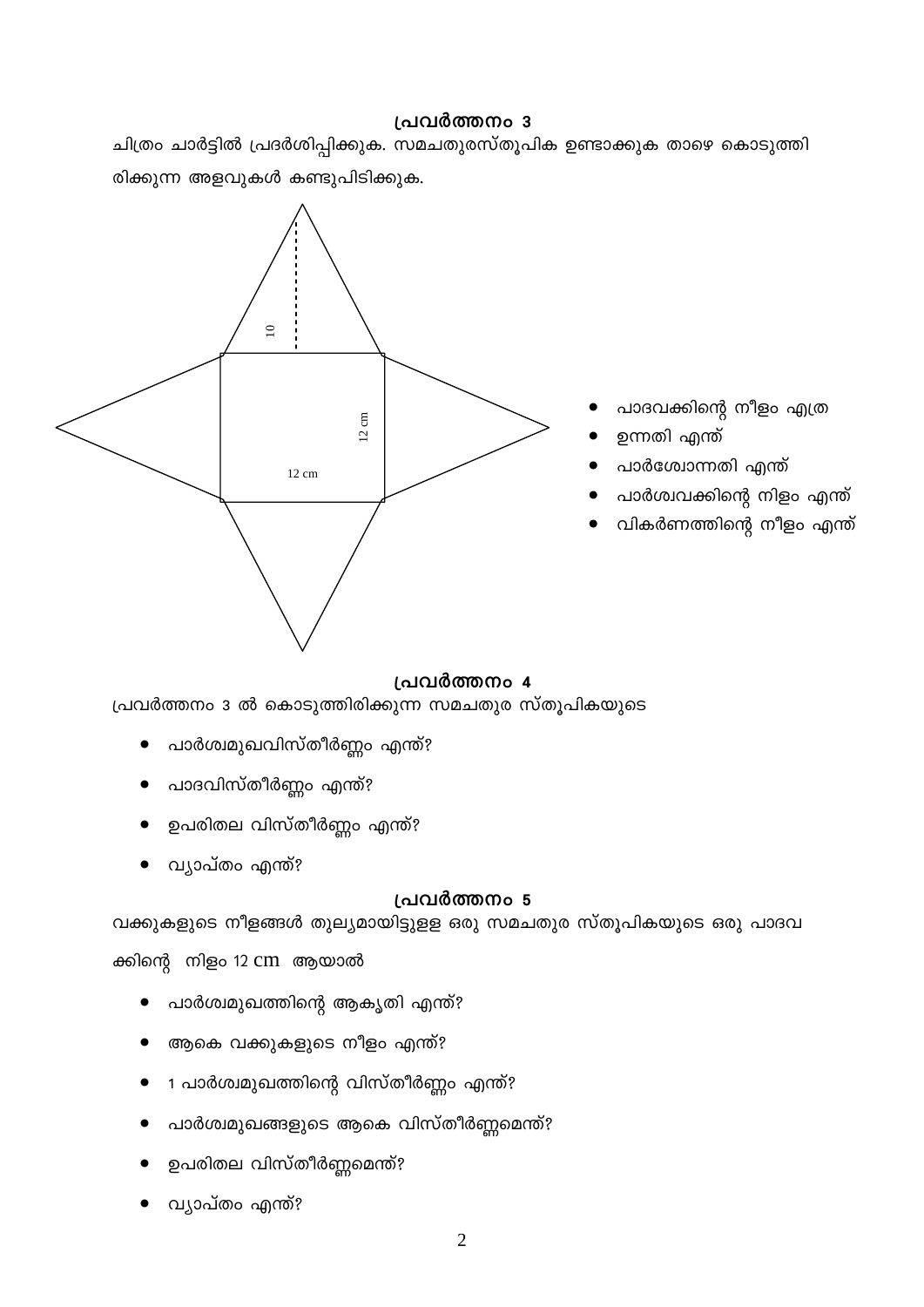### പ്രവർത്തനം 3

ചിത്രം ചാർട്ടിൽ പ്രദർശിപ്പിക്കുക. സമചതുരസ്തൂപിക ഉണ്ടാക്കുക താഴെ കൊടുത്തിരിക്കുന്ന അളവുകൾ കണ്ടുപിടിക്കുക.

10

12 cm

12 cm

- പാദവക്കിന്റെ നീളം എത്ര
- ഉന്നതി എന്ത്
- പാർശ്വോന്നതി എന്ത്
- പാർശ്വവക്കിന്റെ നിളം എന്ത്
- വികർണത്തിന്റെ നീളം എന്ത്

### പ്രവർത്തനം 4

പ്രവർത്തനം 3 ൽ കൊടുത്തിരിക്കുന്ന സമചതുര സ്തൂപികയുടെ

- പാർശ്വമുഖവിസ്തീർണ്ണം എന്ത്?
- പാദവിസ്തീർണ്ണം എന്ത്?
- ഉപരിതല വിസ്തീർണ്ണം എന്ത്?
- വ്യാപ്തം എന്ത്?

### പ്രവർത്തനം 5

വക്കുകളുടെ നീളങ്ങൾ തുല്യമായിട്ടുള്ള ഒരു സമചതുര സ്തൂപികയുടെ ഒരു പാദവക്കിന്റെ നിളം 12 cm ആയാൽ

- പാർശ്വമുഖത്തിന്റെ ആകൃതി എന്ത്?
- ആകെ വക്കുകളുടെ നീളം എന്ത്?
- 1 പാർശ്വമുഖത്തിന്റെ വിസ്തീർണ്ണം എന്ത്?
- പാർശ്വമുഖങ്ങളുടെ ആകെ വിസ്തീർണ്ണമെന്ത്?
- ഉപരിതല വിസ്തീർണ്ണമെന്ത്?
- വ്യാപ്തം എന്ത്?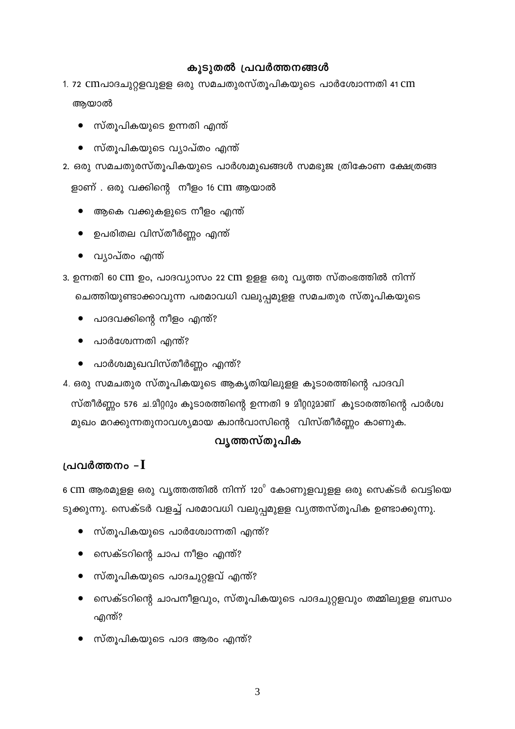## കൂടുതൽ പ്രവർത്തനങ്ങൾ

1. 72 cmപാദചുറ്റളവുള്ള ഒരു സമചതുരസ്തൂപികയുടെ പാർശ്വോന്നതി 41 cm ആയാൽ

   - സ്തൂപികയുടെ ഉന്നതി എന്ത്
   - സ്തൂപികയുടെ വ്യാപ്തം എന്ത്

2. ഒരു സമചതുരസ്തൂപികയുടെ പാർശ്വമുഖങ്ങൾ സമഭുജ ത്രികോണ ക്ഷേത്രങ്ങ ളാണ് . ഒരു വക്കിന്റെ നീളം 16 cm ആയാൽ

   - ആകെ വക്കുകളുടെ നീളം എന്ത്
   - ഉപരിതല വിസ്തീർണ്ണം എന്ത്
   - വ്യാപ്തം എന്ത്

3. ഉന്നതി 60 cm ഉം, പാദവ്യാസം 22 cm ഉള്ള ഒരു വൃത്ത സ്തംഭത്തിൽ നിന്ന് ചെത്തിയുണ്ടാക്കാവുന്ന പരമാവധി വലുപ്പമുള്ള സമചതുര സ്തൂപികയുടെ

   - പാദവക്കിന്റെ നീളം എന്ത്?
   - പാർശ്വേന്നതി എന്ത്?
   - പാർശ്വമുഖവിസ്തീർണ്ണം എന്ത്?

4. ഒരു സമചതുര സ്തൂപികയുടെ ആകൃതിയിലുള്ള കൂടാരത്തിന്റെ പാദവി സ്തീർണ്ണം 576 ച.മീറ്ററും കൂടാരത്തിന്റെ ഉന്നതി 9 മീറ്ററുമാണ് കൂടാരത്തിന്റെ പാർശ്വ മുഖം മറക്കുന്നതുനാവശ്യമായ ക്വാൻവാസിന്റെ വിസ്തീർണ്ണം കാണുക.

## വൃത്തസ്തൂപിക

### പ്രവർത്തനം - I

6 cm ആരമുള്ള ഒരു വൃത്തത്തിൽ നിന്ന് $120^{\circ}$ കോണുളവുള്ള ഒരു സെക്ടർ വെട്ടിയെ ടുക്കുന്നു. സെക്ടർ വളച്ച് പരമാവധി വലുപ്പമുള്ള വൃത്തസ്തൂപിക ഉണ്ടാക്കുന്നു.

- സ്തൂപികയുടെ പാർശ്വോന്നതി എന്ത്?
- സെക്ടറിന്റെ ചാപ നീളം എന്ത്?
- സ്തൂപികയുടെ പാദചുറ്റളവ് എന്ത്?
- സെക്ടറിന്റെ ചാപനീളവും, സ്തൂപികയുടെ പാദചുറ്റളവും തമ്മിലുള്ള ബന്ധം എന്ത്?
- സ്തൂപികയുടെ പാദ ആരം എന്ത്?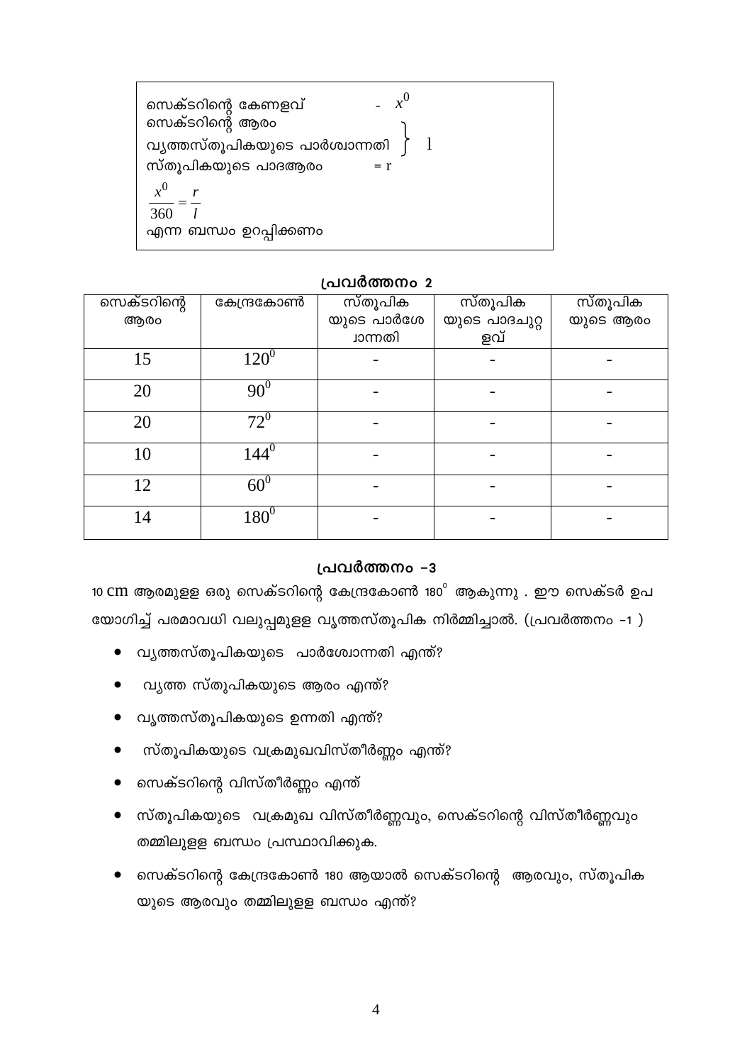സെക്ടറിന്റെ കേണളവ് - $x^0$
സെക്ടറിന്റെ ആരം
വ്യത്തസ്തൂപികയുടെ പാർശ്വാന്നതി } $l$
സ്തൂപികയുടെ പാദആരം = r

$$\frac{x^0}{360} = \frac{r}{l}$$

എന്ന ബന്ധം ഉറപ്പിക്കണം

## പ്രവർത്തനം 2

| സെക്ടറിന്റെ ആരം | കേന്ദ്രകോൺ | സ്തൂപികയുടെ പാർശോന്നതി | സ്തൂപികയുടെ പാദചുറ്റളവ് | സ്തൂപികയുടെ ആരം |
|---|---|---|---|---|
| 15 | $120^0$ | - | - | - |
| 20 | $90^0$ | - | - | - |
| 20 | $72^0$ | - | - | - |
| 10 | $144^0$ | - | - | - |
| 12 | $60^0$ | - | - | - |
| 14 | $180^0$ | - | - | - |

## പ്രവർത്തനം –3

10 cm ആരമുള്ള ഒരു സെക്ടറിന്റെ കേന്ദ്രകോൺ $180^0$ ആകുന്നു . ഈ സെക്ടർ ഉപയോഗിച്ച് പരമാവധി വലുപ്പമുള്ള വൃത്തസ്തൂപിക നിർമ്മിച്ചാൽ. (പ്രവർത്തനം –1 )

- വ്യത്തസ്തൂപികയുടെ പാർശോന്നതി എന്ത്?
- വൃത്ത സ്തുപികയുടെ ആരം എന്ത്?
- വൃത്തസ്തൂപികയുടെ ഉന്നതി എന്ത്?
- സ്തൂപികയുടെ വക്രമുഖവിസ്തീർണ്ണം എന്ത്?
- സെക്ടറിന്റെ വിസ്തീർണ്ണം എന്ത്
- സ്തൂപികയുടെ വക്രമുഖ വിസ്തീർണ്ണവും, സെക്ടറിന്റെ വിസ്തീർണ്ണവും തമ്മിലുള്ള ബന്ധം പ്രസ്ഥാവിക്കുക.
- സെക്ടറിന്റെ കേന്ദ്രകോൺ 180 ആയാൽ സെക്ടറിന്റെ ആരവും, സ്തൂപികയുടെ ആരവും തമ്മിലുള്ള ബന്ധം എന്ത്?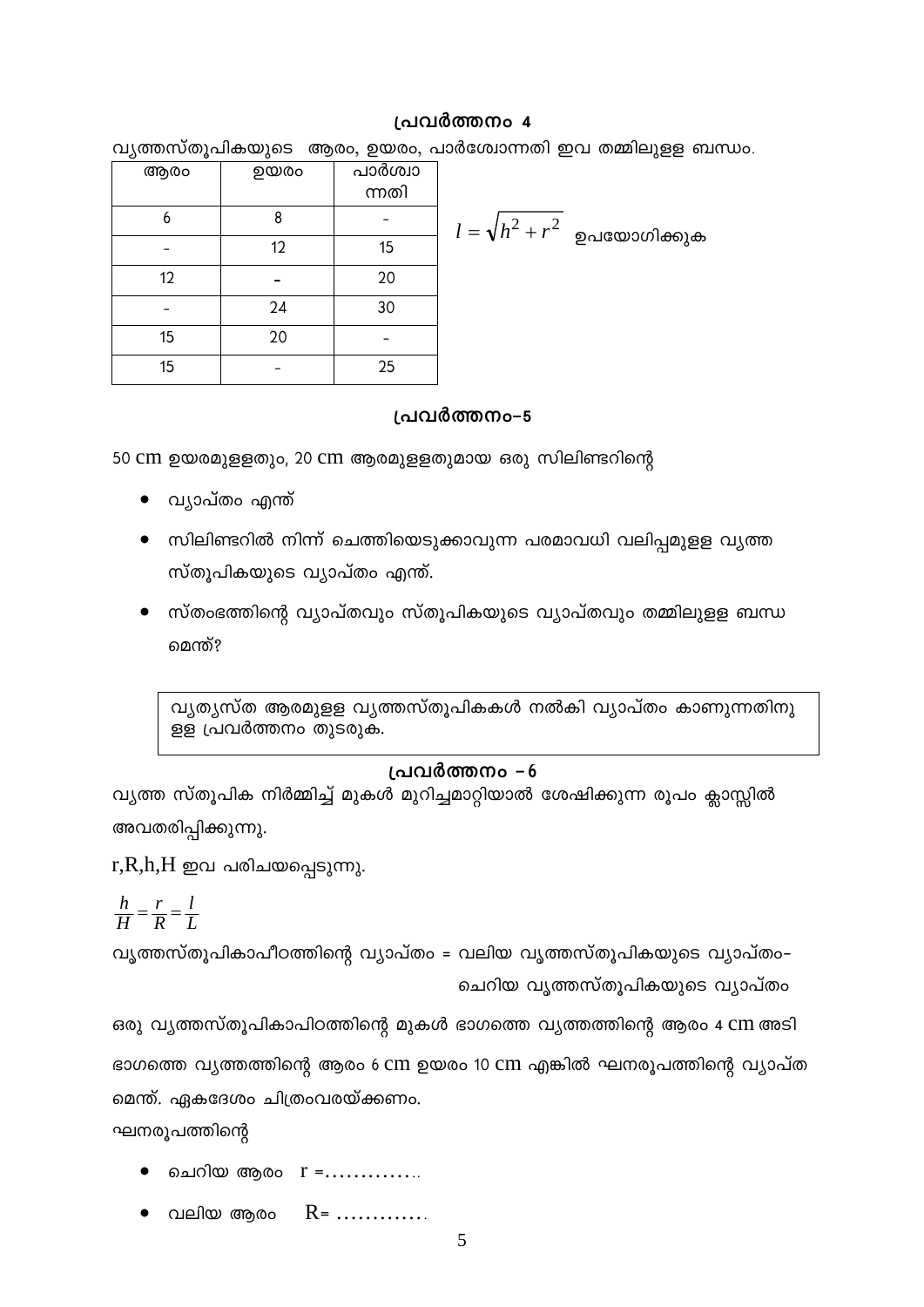### പ്രവർത്തനം 4

വൃത്തസ്തൂപികയുടെ  ആരം, ഉയരം, പാർശ്വോന്നതി ഇവ തമ്മിലുള്ള ബന്ധം.

| ആരം | ഉയരം | പാർശ്വാന്നതി |
|---|---|---|
| 6 | 8 | - |
| - | 12 | 15 |
| 12 | - | 20 |
| - | 24 | 30 |
| 15 | 20 | - |
| 15 | - | 25 |

$l = \sqrt{h^2 + r^2}$ ഉപയോഗിക്കുക

### പ്രവർത്തനം–5

50 cm ഉയരമുള്ളതും, 20 cm ആരമുള്ളതുമായ ഒരു സിലിണ്ടറിന്റെ

- വ്യാപ്തം എന്ത്
- സിലിണ്ടറിൽ നിന്ന് ചെത്തിയെടുക്കാവുന്ന പരമാവധി വലിപ്പമുള്ള വൃത്ത സ്തൂപികയുടെ വ്യാപ്തം എന്ത്.
- സ്തംഭത്തിന്റെ വ്യാപ്തവും സ്തൂപികയുടെ വ്യാപ്തവും തമ്മിലുള്ള ബന്ധമെന്ത്?

> വ്യത്യസ്ത ആരമുള്ള വൃത്തസ്തൂപികകൾ നൽകി വ്യാപ്തം കാണുന്നതിനുള്ള പ്രവർത്തനം തുടരുക.

### പ്രവർത്തനം – 6

വൃത്ത സ്തൂപിക നിർമ്മിച്ച് മുകൾ മുറിച്ചുമാറ്റിയാൽ ശേഷിക്കുന്ന രൂപം ക്ലാസ്സിൽ അവതരിപ്പിക്കുന്നു.

r,R,h,H ഇവ പരിചയപ്പെടുന്നു.

$$\frac{h}{H} = \frac{r}{R} = \frac{l}{L}$$

വൃത്തസ്തൂപികാപീഠത്തിന്റെ വ്യാപ്തം = വലിയ വൃത്തസ്തൂപികയുടെ വ്യാപ്തം– ചെറിയ വൃത്തസ്തൂപികയുടെ വ്യാപ്തം

ഒരു വൃത്തസ്തൂപികാപിഠത്തിന്റെ മുകൾ ഭാഗത്തെ വൃത്തത്തിന്റെ ആരം 4 cm അടി ഭാഗത്തെ വൃത്തത്തിന്റെ ആരം 6 cm ഉയരം 10 cm എങ്കിൽ ഘനരൂപത്തിന്റെ വ്യാപ്തമെന്ത്. ഏകദേശം ചിത്രംവരയ്ക്കണം.

ഘനരൂപത്തിന്റെ

- ചെറിയ ആരം  r =…………..
- വലിയ ആരം   R= …………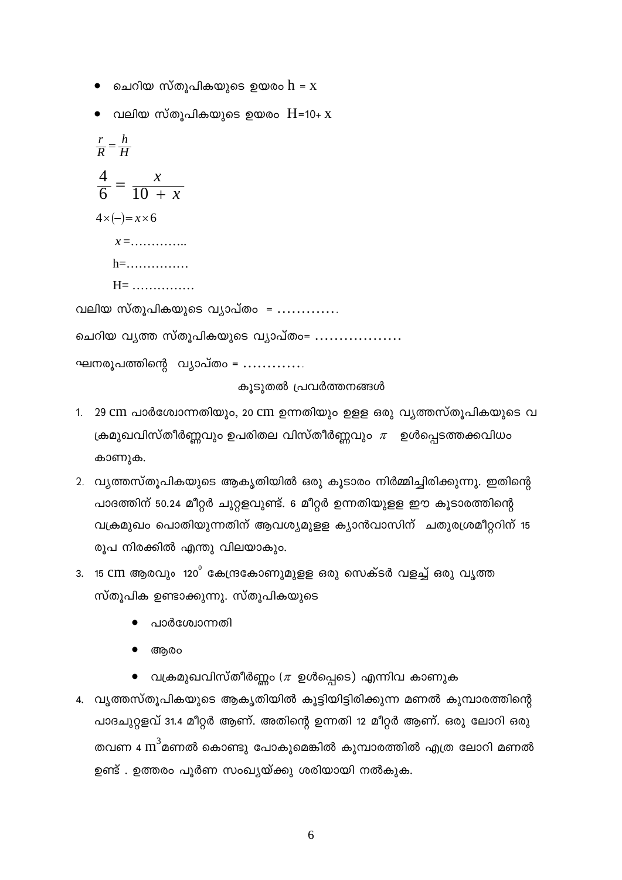- ചെറിയ സ്തൂപികയുടെ ഉയരം $h = x$
- വലിയ സ്തൂപികയുടെ ഉയരം $H = 10 + x$

$$\frac{r}{R} = \frac{h}{H}$$

$$\frac{4}{6} = \frac{x}{10 + x}$$

$$4 \times (-) = x \times 6$$

$x = \ldots\ldots\ldots\ldots..$

h=……………

H= ……………

വലിയ സ്തൂപികയുടെ വ്യാപ്തം = ………….

ചെറിയ വൃത്ത സ്തൂപികയുടെ വ്യാപ്തം= ………………

ഘനരൂപത്തിന്റെ വ്യാപ്തം = ………….

## കൂടുതൽ പ്രവർത്തനങ്ങൾ

1. 29 cm പാർശ്വോന്നതിയും, 20 cm ഉന്നതിയും ഉള്ള ഒരു വൃത്തസ്തൂപികയുടെ വക്രമുഖവിസ്തീർണ്ണവും ഉപരിതല വിസ്തീർണ്ണവും $\pi$ ഉൾപ്പെടത്തക്കവിധം കാണുക.
2. വൃത്തസ്തൂപികയുടെ ആകൃതിയിൽ ഒരു കൂടാരം നിർമ്മിച്ചിരിക്കുന്നു. ഇതിന്റെ പാദത്തിന് 50.24 മീറ്റർ ചുറ്റളവുണ്ട്. 6 മീറ്റർ ഉന്നതിയുള്ള ഈ കൂടാരത്തിന്റെ വക്രമുഖം പൊതിയുന്നതിന് ആവശ്യമുള്ള ക്യാൻവാസിന് ചതുരശ്രമീറ്ററിന് 15 രൂപ നിരക്കിൽ എന്തു വിലയാകും.
3. 15 cm ആരവും $120^0$ കേന്ദ്രകോണുമുള്ള ഒരു സെക്ടർ വളച്ച് ഒരു വൃത്ത സ്തൂപിക ഉണ്ടാക്കുന്നു. സ്തൂപികയുടെ
   - പാർശ്വോന്നതി
   - ആരം
   - വക്രമുഖവിസ്തീർണ്ണം ($\pi$ ഉൾപ്പെടെ) എന്നിവ കാണുക
4. വൃത്തസ്തൂപികയുടെ ആകൃതിയിൽ കൂട്ടിയിട്ടിരിക്കുന്ന മണൽ കുമ്പാരത്തിന്റെ പാദചുറ്റളവ് 31.4 മീറ്റർ ആണ്. അതിന്റെ ഉന്നതി 12 മീറ്റർ ആണ്. ഒരു ലോറി ഒരു തവണ 4 $m^3$ മണൽ കൊണ്ടു പോകുമെങ്കിൽ കുമ്പാരത്തിൽ എത്ര ലോറി മണൽ ഉണ്ട് . ഉത്തരം പൂർണ സംഖ്യയ്ക്കു ശരിയായി നൽകുക.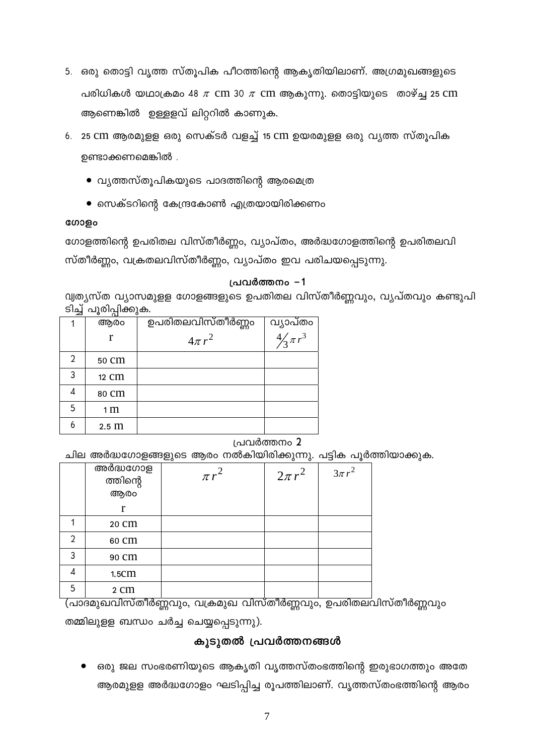5. ഒരു തൊട്ടി വൃത്ത സ്തൂപിക പീഠത്തിന്റെ ആകൃതിയിലാണ്. അഗ്രമുഖങ്ങളുടെ പരിധികൾ യഥാക്രമം 48 $\pi$ cm 30 $\pi$ cm ആകുന്നു. തൊട്ടിയുടെ താഴ്ച്ച 25 cm ആണെങ്കിൽ ഉള്ളളവ് ലിറ്ററിൽ കാണുക.
6. 25 cm ആരമുള്ള ഒരു സെക്ടർ വളച്ച് 15 cm ഉയരമുള്ള ഒരു വൃത്ത സ്തൂപിക ഉണ്ടാക്കണമെങ്കിൽ .
   - വൃത്തസ്തൂപികയുടെ പാദത്തിന്റെ ആരമെത്ര
   - സെക്ടറിന്റെ കേന്ദ്രകോൺ എത്രയായിരിക്കണം

**ഗോളം**

ഗോളത്തിന്റെ ഉപരിതല വിസ്തീർണ്ണം, വ്യാപ്തം, അർദ്ധഗോളത്തിന്റെ ഉപരിതലവിസ്തീർണ്ണം, വക്രതലവിസ്തീർണ്ണം, വ്യാപ്തം ഇവ പരിചയപ്പെടുന്നു.

**പ്രവർത്തനം –1**

വ്യത്യസ്ത വ്യാസമുള്ള ഗോളങ്ങളുടെ ഉപതിതല വിസ്തീർണ്ണവും, വ്യപ്തവും കണ്ടുപിടിച്ച് പൂരിപ്പിക്കുക.

| 1 | ആരം r | ഉപരിതലവിസ്തീർണ്ണം $4\pi r^2$ | വ്യാപ്തം $\frac{4}{3}\pi r^3$ |
|---|---|---|---|
| 2 | 50 cm | | |
| 3 | 12 cm | | |
| 4 | 80 cm | | |
| 5 | 1 m | | |
| 6 | 2.5 m | | |

പ്രവർത്തനം 2

ചില അർദ്ധഗോളങ്ങളുടെ ആരം നൽകിയിരിക്കുന്നു. പട്ടിക പൂർത്തിയാക്കുക.

| | അർദ്ധഗോളത്തിന്റെ ആരം r | $\pi r^2$ | $2\pi r^2$ | $3\pi r^2$ |
|---|---|---|---|---|
| 1 | 20 cm | | | |
| 2 | 60 cm | | | |
| 3 | 90 cm | | | |
| 4 | 1.5cm | | | |
| 5 | 2 cm | | | |

(പാദമുഖവിസ്തീർണ്ണവും, വക്രമുഖ വിസ്തീർണ്ണവും, ഉപരിതലവിസ്തീർണ്ണവും തമ്മിലുള്ള ബന്ധം ചർച്ച ചെയ്യപ്പെടുന്നു).

## കൂടുതൽ പ്രവർത്തനങ്ങൾ

- ഒരു ജല സംഭരണിയുടെ ആകൃതി വൃത്തസ്തംഭത്തിന്റെ ഇരുഭാഗത്തും അതേ ആരമുള്ള അർദ്ധഗോളം ഘടിപ്പിച്ച രൂപത്തിലാണ്. വൃത്തസ്തംഭത്തിന്റെ ആരം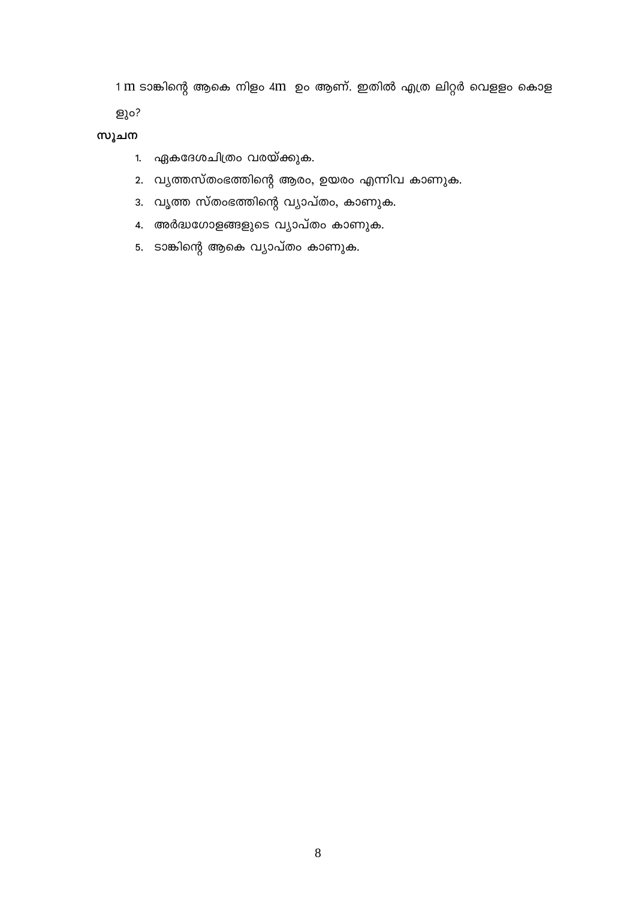1 m ടാങ്കിന്റെ ആകെ നിളം 4m ഉം ആണ്. ഇതിൽ എത്ര ലിറ്റർ വെള്ളം കൊള ളും?

**സൂചന**

1. ഏകദേശചിത്രം വരയ്ക്കുക.
2. വൃത്തസ്തംഭത്തിന്റെ ആരം, ഉയരം എന്നിവ കാണുക.
3. വൃത്ത സ്തംഭത്തിന്റെ വ്യാപ്തം, കാണുക.
4. അർദ്ധഗോളങ്ങളുടെ വ്യാപ്തം കാണുക.
5. ടാങ്കിന്റെ ആകെ വ്യാപ്തം കാണുക.